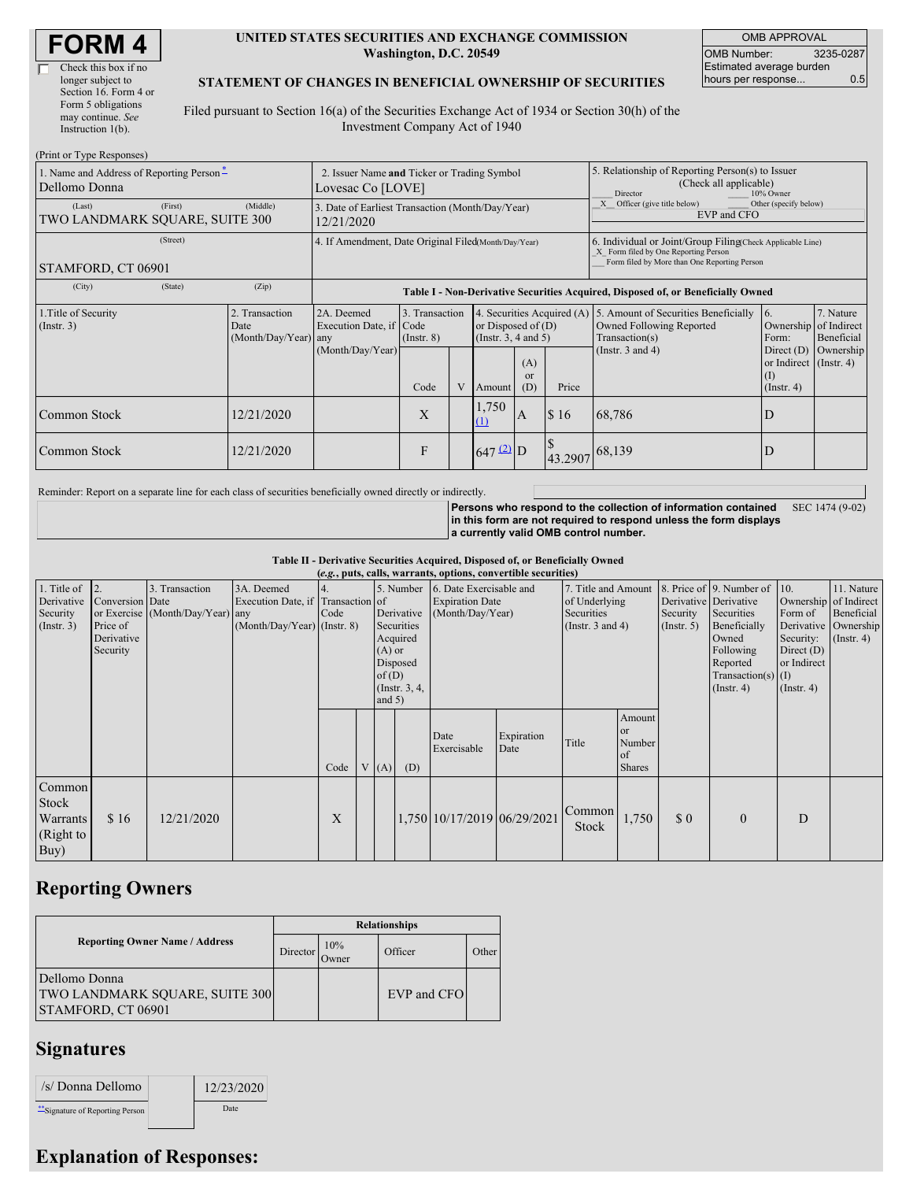# FORM 4

☐ Check this box if no longer subject to Section 16. Form 4 or Form 5 obligations may continue. *See* Instruction 1(b).

**UNITED STATES SECURITIES AND EXCHANGE COMMISSION**
**Washington, D.C. 20549**

**STATEMENT OF CHANGES IN BENEFICIAL OWNERSHIP OF SECURITIES**

Filed pursuant to Section 16(a) of the Securities Exchange Act of 1934 or Section 30(h) of the Investment Company Act of 1940

| OMB APPROVAL | |
|---|---|
| OMB Number: | 3235-0287 |
| Estimated average burden hours per response... | 0.5 |

(Print or Type Responses)

| | | |
|---|---|---|
| 1. Name and Address of Reporting Person* Dellomo Donna (Last) (First) (Middle) TWO LANDMARK SQUARE, SUITE 300 (Street) STAMFORD, CT 06901 (City) (State) (Zip) | 2. Issuer Name **and** Ticker or Trading Symbol Lovesac Co [LOVE] | 5. Relationship of Reporting Person(s) to Issuer (Check all applicable) ___ Director ___ 10% Owner _X_ Officer (give title below) ___ Other (specify below) EVP and CFO |
| | 3. Date of Earliest Transaction (Month/Day/Year) 12/21/2020 | |
| | 4. If Amendment, Date Original Filed (Month/Day/Year) | 6. Individual or Joint/Group Filing (Check Applicable Line) _X_ Form filed by One Reporting Person ___ Form filed by More than One Reporting Person |

**Table I - Non-Derivative Securities Acquired, Disposed of, or Beneficially Owned**

| 1. Title of Security (Instr. 3) | 2. Transaction Date (Month/Day/Year) | 2A. Deemed Execution Date, if any (Month/Day/Year) | 3. Transaction Code (Instr. 8) | | 4. Securities Acquired (A) or Disposed of (D) (Instr. 3, 4 and 5) | | | 5. Amount of Securities Beneficially Owned Following Reported Transaction(s) (Instr. 3 and 4) | 6. Ownership Form: Direct (D) or Indirect (I) (Instr. 4) | 7. Nature of Indirect Beneficial Ownership (Instr. 4) |
|---|---|---|---|---|---|---|---|---|---|---|
| | | | Code | V | Amount | (A) or (D) | Price | | | |
| Common Stock | 12/21/2020 | | X | | 1,750 (1) | A | $ 16 | 68,786 | D | |
| Common Stock | 12/21/2020 | | F | | 647 (2) | D | $ 43.2907 | 68,139 | D | |

Reminder: Report on a separate line for each class of securities beneficially owned directly or indirectly.

**Persons who respond to the collection of information contained in this form are not required to respond unless the form displays a currently valid OMB control number.** SEC 1474 (9-02)

**Table II - Derivative Securities Acquired, Disposed of, or Beneficially Owned**
**(*e.g.*, puts, calls, warrants, options, convertible securities)**

| 1. Title of Derivative Security (Instr. 3) | 2. Conversion or Exercise Price of Derivative Security | 3. Transaction Date (Month/Day/Year) | 3A. Deemed Execution Date, if any (Month/Day/Year) | 4. Transaction Code (Instr. 8) | | 5. Number of Derivative Securities Acquired (A) or Disposed of (D) (Instr. 3, 4, and 5) | | 6. Date Exercisable and Expiration Date (Month/Day/Year) | | 7. Title and Amount of Underlying Securities (Instr. 3 and 4) | | 8. Price of Derivative Security (Instr. 5) | 9. Number of Derivative Securities Beneficially Owned Following Reported Transaction(s) (Instr. 4) | 10. Ownership Form of Derivative Security: Direct (D) or Indirect (I) (Instr. 4) | 11. Nature of Indirect Beneficial Ownership (Instr. 4) |
|---|---|---|---|---|---|---|---|---|---|---|---|---|---|---|---|
| | | | | Code | V | (A) | (D) | Date Exercisable | Expiration Date | Title | Amount or Number of Shares | | | | |
| Common Stock Warrants (Right to Buy) | $ 16 | 12/21/2020 | | X | | | 1,750 | 10/17/2019 | 06/29/2021 | Common Stock | 1,750 | $ 0 | 0 | D | |

## Reporting Owners

| Reporting Owner Name / Address | Relationships | | | |
|---|---|---|---|---|
| | Director | 10% Owner | Officer | Other |
| Dellomo Donna TWO LANDMARK SQUARE, SUITE 300 STAMFORD, CT 06901 | | | EVP and CFO | |

## Signatures

| | |
|---|---|
| /s/ Donna Dellomo | 12/23/2020 |
| **Signature of Reporting Person | Date |

## Explanation of Responses: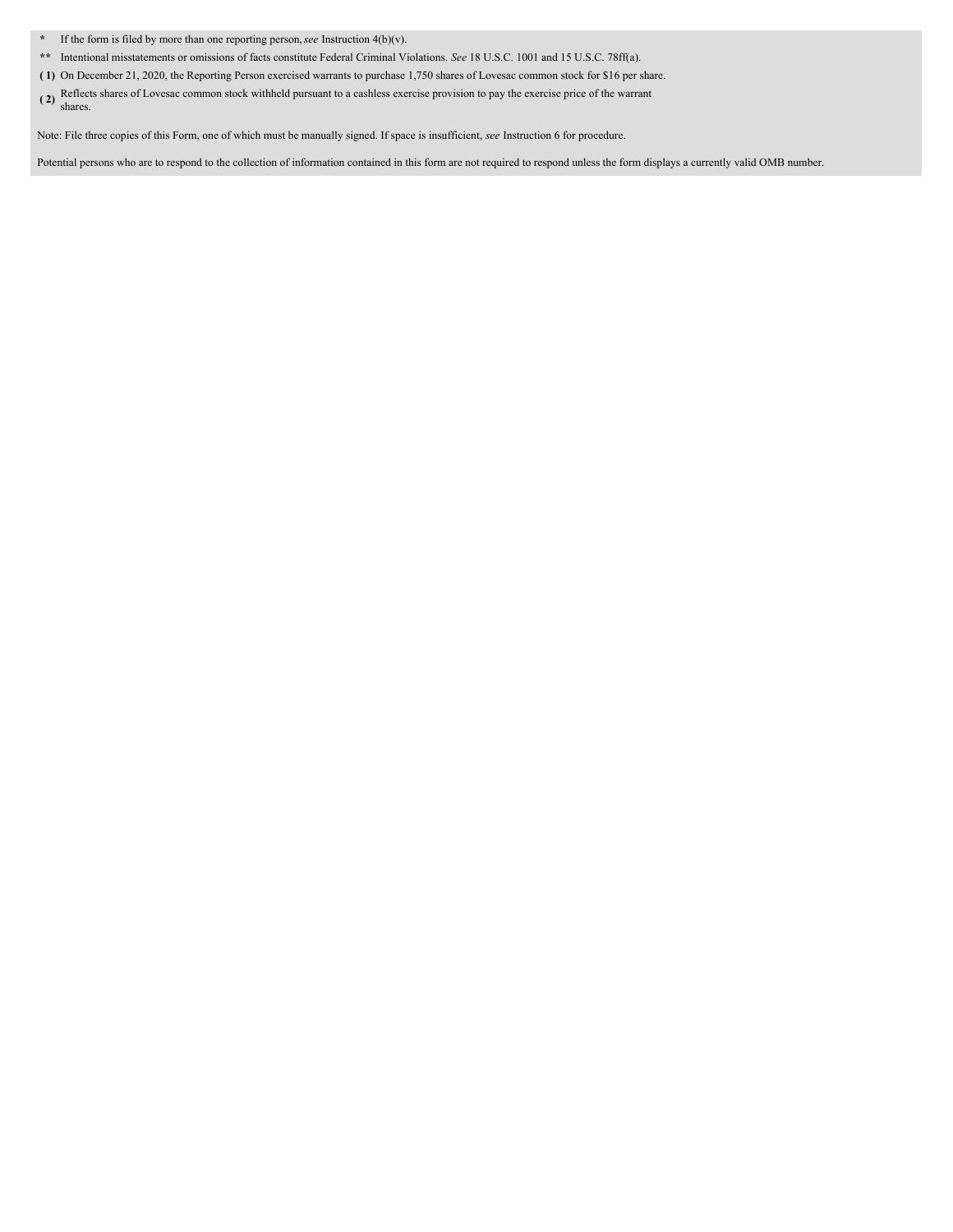\* If the form is filed by more than one reporting person, *see* Instruction 4(b)(v).

\*\* Intentional misstatements or omissions of facts constitute Federal Criminal Violations. *See* 18 U.S.C. 1001 and 15 U.S.C. 78ff(a).

**( 1)** On December 21, 2020, the Reporting Person exercised warrants to purchase 1,750 shares of Lovesac common stock for $16 per share.

**( 2)** Reflects shares of Lovesac common stock withheld pursuant to a cashless exercise provision to pay the exercise price of the warrant shares.

Note: File three copies of this Form, one of which must be manually signed. If space is insufficient, *see* Instruction 6 for procedure.

Potential persons who are to respond to the collection of information contained in this form are not required to respond unless the form displays a currently valid OMB number.